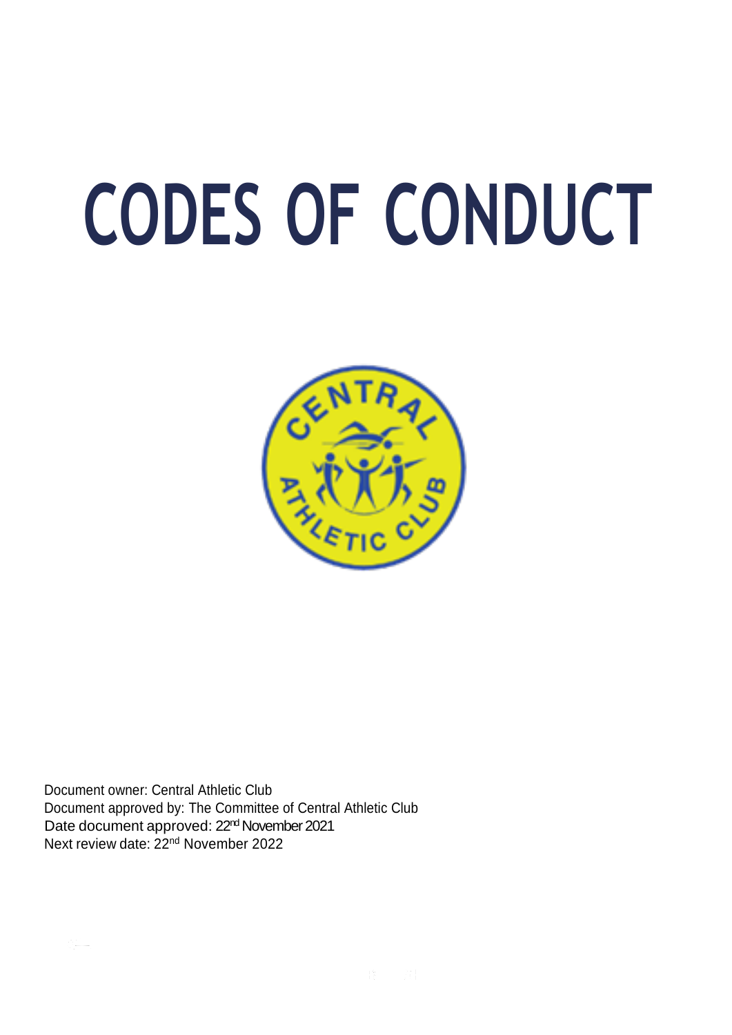# CODES OF CONDUCT

Document owner: Central Athletic Club
Document approved by: The Committee of Central Athletic Club
Date document approved: 22nd November 2021
Next review date: 22nd November 2022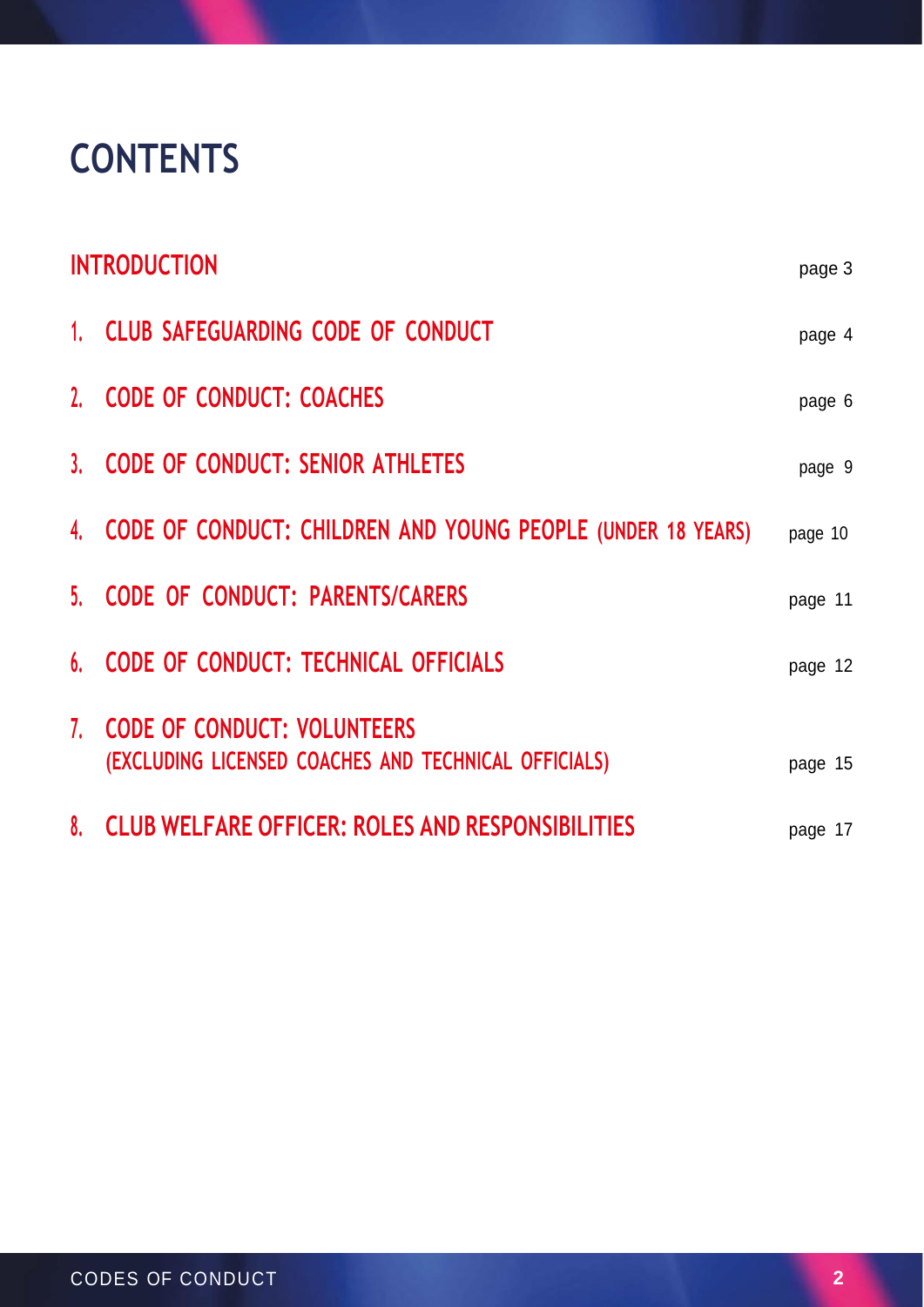# CONTENTS

| | |
|---|---|
| INTRODUCTION | page 3 |
| 1. CLUB SAFEGUARDING CODE OF CONDUCT | page 4 |
| 2. CODE OF CONDUCT: COACHES | page 6 |
| 3. CODE OF CONDUCT: SENIOR ATHLETES | page 9 |
| 4. CODE OF CONDUCT: CHILDREN AND YOUNG PEOPLE (UNDER 18 YEARS) | page 10 |
| 5. CODE OF CONDUCT: PARENTS/CARERS | page 11 |
| 6. CODE OF CONDUCT: TECHNICAL OFFICIALS | page 12 |
| 7. CODE OF CONDUCT: VOLUNTEERS (EXCLUDING LICENSED COACHES AND TECHNICAL OFFICIALS) | page 15 |
| 8. CLUB WELFARE OFFICER: ROLES AND RESPONSIBILITIES | page 17 |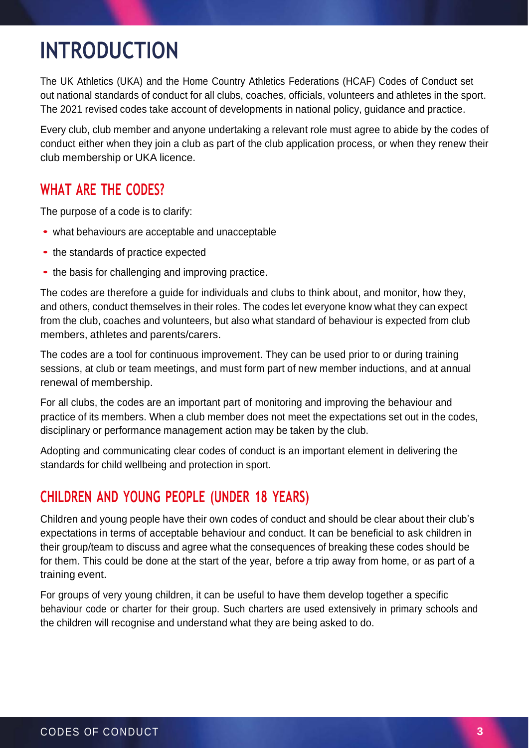# INTRODUCTION

The UK Athletics (UKA) and the Home Country Athletics Federations (HCAF) Codes of Conduct set out national standards of conduct for all clubs, coaches, officials, volunteers and athletes in the sport. The 2021 revised codes take account of developments in national policy, guidance and practice.

Every club, club member and anyone undertaking a relevant role must agree to abide by the codes of conduct either when they join a club as part of the club application process, or when they renew their club membership or UKA licence.

## WHAT ARE THE CODES?

The purpose of a code is to clarify:

- what behaviours are acceptable and unacceptable
- the standards of practice expected
- the basis for challenging and improving practice.

The codes are therefore a guide for individuals and clubs to think about, and monitor, how they, and others, conduct themselves in their roles. The codes let everyone know what they can expect from the club, coaches and volunteers, but also what standard of behaviour is expected from club members, athletes and parents/carers.

The codes are a tool for continuous improvement. They can be used prior to or during training sessions, at club or team meetings, and must form part of new member inductions, and at annual renewal of membership.

For all clubs, the codes are an important part of monitoring and improving the behaviour and practice of its members. When a club member does not meet the expectations set out in the codes, disciplinary or performance management action may be taken by the club.

Adopting and communicating clear codes of conduct is an important element in delivering the standards for child wellbeing and protection in sport.

## CHILDREN AND YOUNG PEOPLE (UNDER 18 YEARS)

Children and young people have their own codes of conduct and should be clear about their club's expectations in terms of acceptable behaviour and conduct. It can be beneficial to ask children in their group/team to discuss and agree what the consequences of breaking these codes should be for them. This could be done at the start of the year, before a trip away from home, or as part of a training event.

For groups of very young children, it can be useful to have them develop together a specific behaviour code or charter for their group. Such charters are used extensively in primary schools and the children will recognise and understand what they are being asked to do.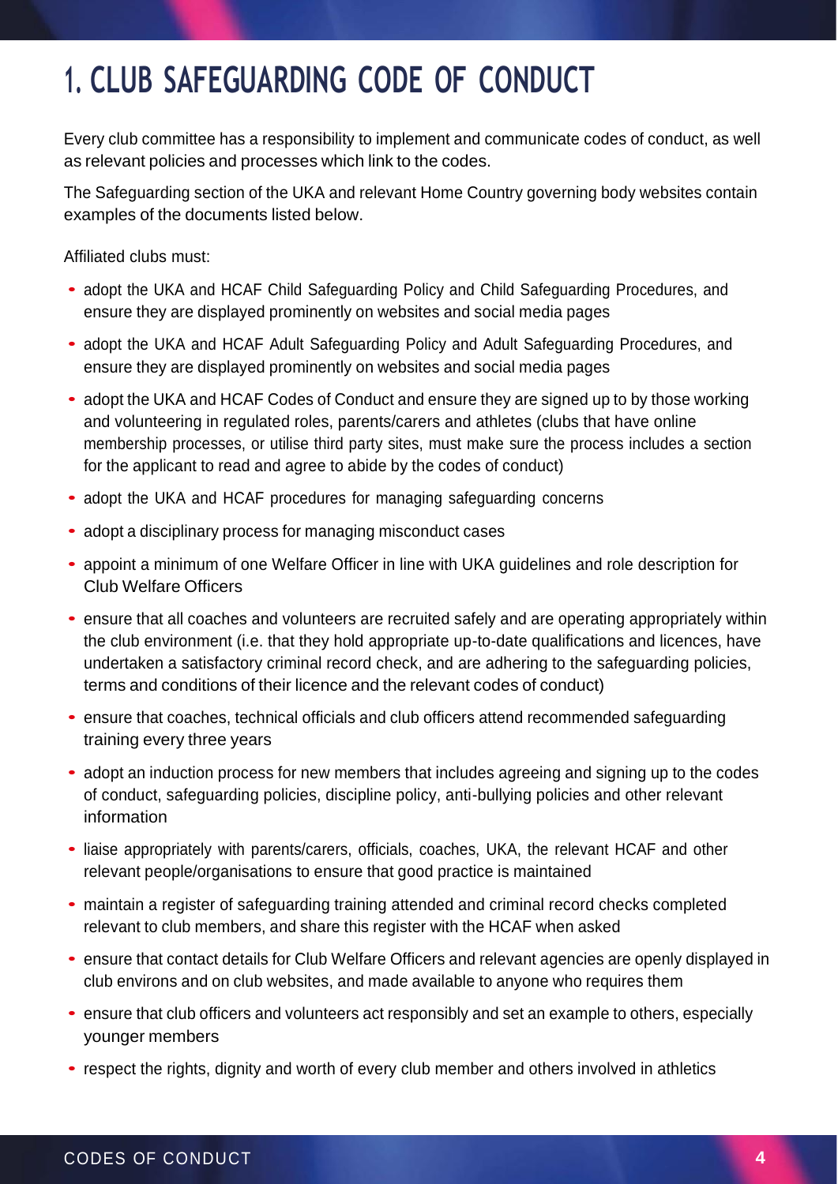# 1. CLUB SAFEGUARDING CODE OF CONDUCT

Every club committee has a responsibility to implement and communicate codes of conduct, as well as relevant policies and processes which link to the codes.

The Safeguarding section of the UKA and relevant Home Country governing body websites contain examples of the documents listed below.

Affiliated clubs must:

- adopt the UKA and HCAF Child Safeguarding Policy and Child Safeguarding Procedures, and ensure they are displayed prominently on websites and social media pages
- adopt the UKA and HCAF Adult Safeguarding Policy and Adult Safeguarding Procedures, and ensure they are displayed prominently on websites and social media pages
- adopt the UKA and HCAF Codes of Conduct and ensure they are signed up to by those working and volunteering in regulated roles, parents/carers and athletes (clubs that have online membership processes, or utilise third party sites, must make sure the process includes a section for the applicant to read and agree to abide by the codes of conduct)
- adopt the UKA and HCAF procedures for managing safeguarding concerns
- adopt a disciplinary process for managing misconduct cases
- appoint a minimum of one Welfare Officer in line with UKA guidelines and role description for Club Welfare Officers
- ensure that all coaches and volunteers are recruited safely and are operating appropriately within the club environment (i.e. that they hold appropriate up-to-date qualifications and licences, have undertaken a satisfactory criminal record check, and are adhering to the safeguarding policies, terms and conditions of their licence and the relevant codes of conduct)
- ensure that coaches, technical officials and club officers attend recommended safeguarding training every three years
- adopt an induction process for new members that includes agreeing and signing up to the codes of conduct, safeguarding policies, discipline policy, anti-bullying policies and other relevant information
- liaise appropriately with parents/carers, officials, coaches, UKA, the relevant HCAF and other relevant people/organisations to ensure that good practice is maintained
- maintain a register of safeguarding training attended and criminal record checks completed relevant to club members, and share this register with the HCAF when asked
- ensure that contact details for Club Welfare Officers and relevant agencies are openly displayed in club environs and on club websites, and made available to anyone who requires them
- ensure that club officers and volunteers act responsibly and set an example to others, especially younger members
- respect the rights, dignity and worth of every club member and others involved in athletics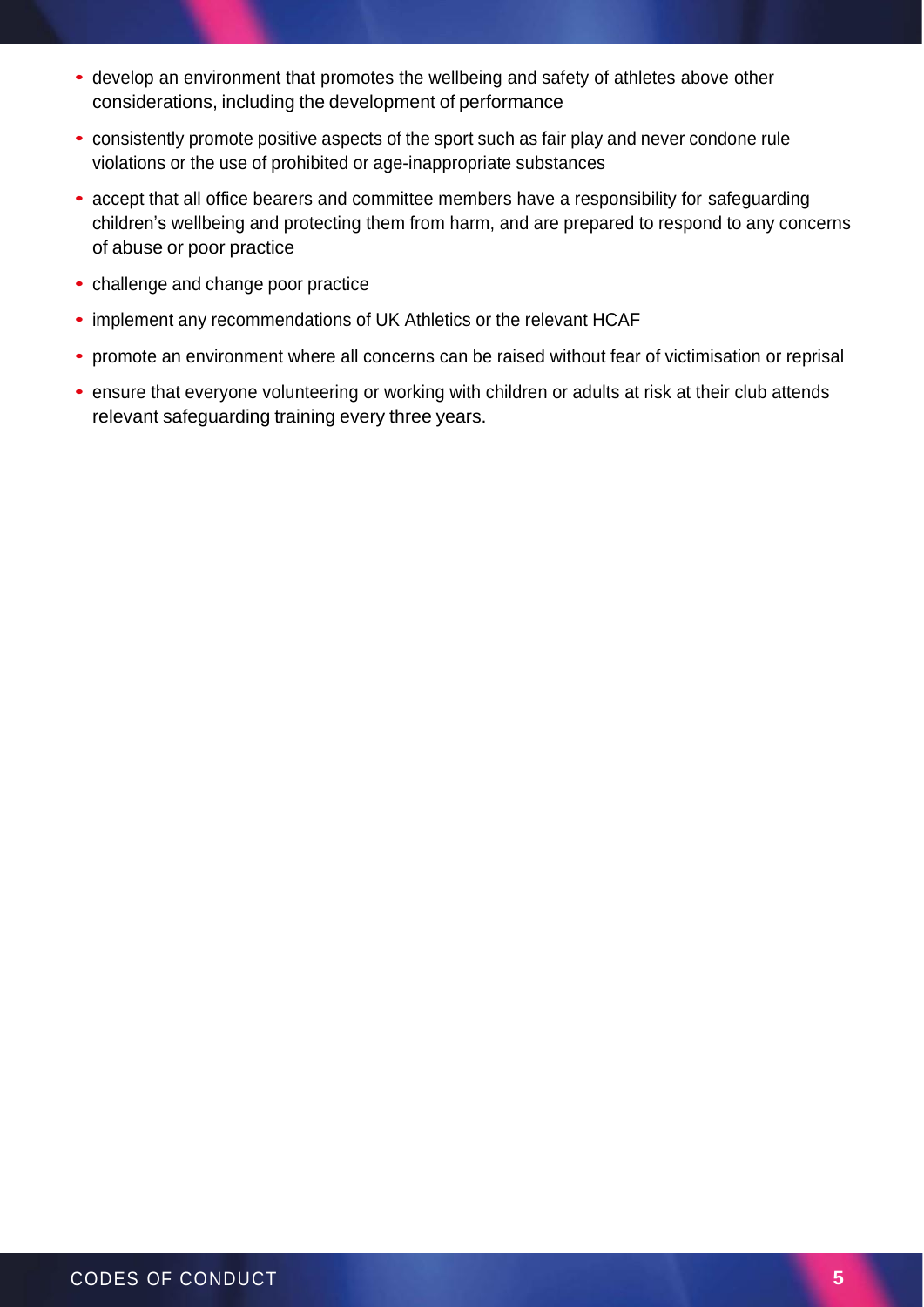- develop an environment that promotes the wellbeing and safety of athletes above other considerations, including the development of performance
- consistently promote positive aspects of the sport such as fair play and never condone rule violations or the use of prohibited or age-inappropriate substances
- accept that all office bearers and committee members have a responsibility for safeguarding children's wellbeing and protecting them from harm, and are prepared to respond to any concerns of abuse or poor practice
- challenge and change poor practice
- implement any recommendations of UK Athletics or the relevant HCAF
- promote an environment where all concerns can be raised without fear of victimisation or reprisal
- ensure that everyone volunteering or working with children or adults at risk at their club attends relevant safeguarding training every three years.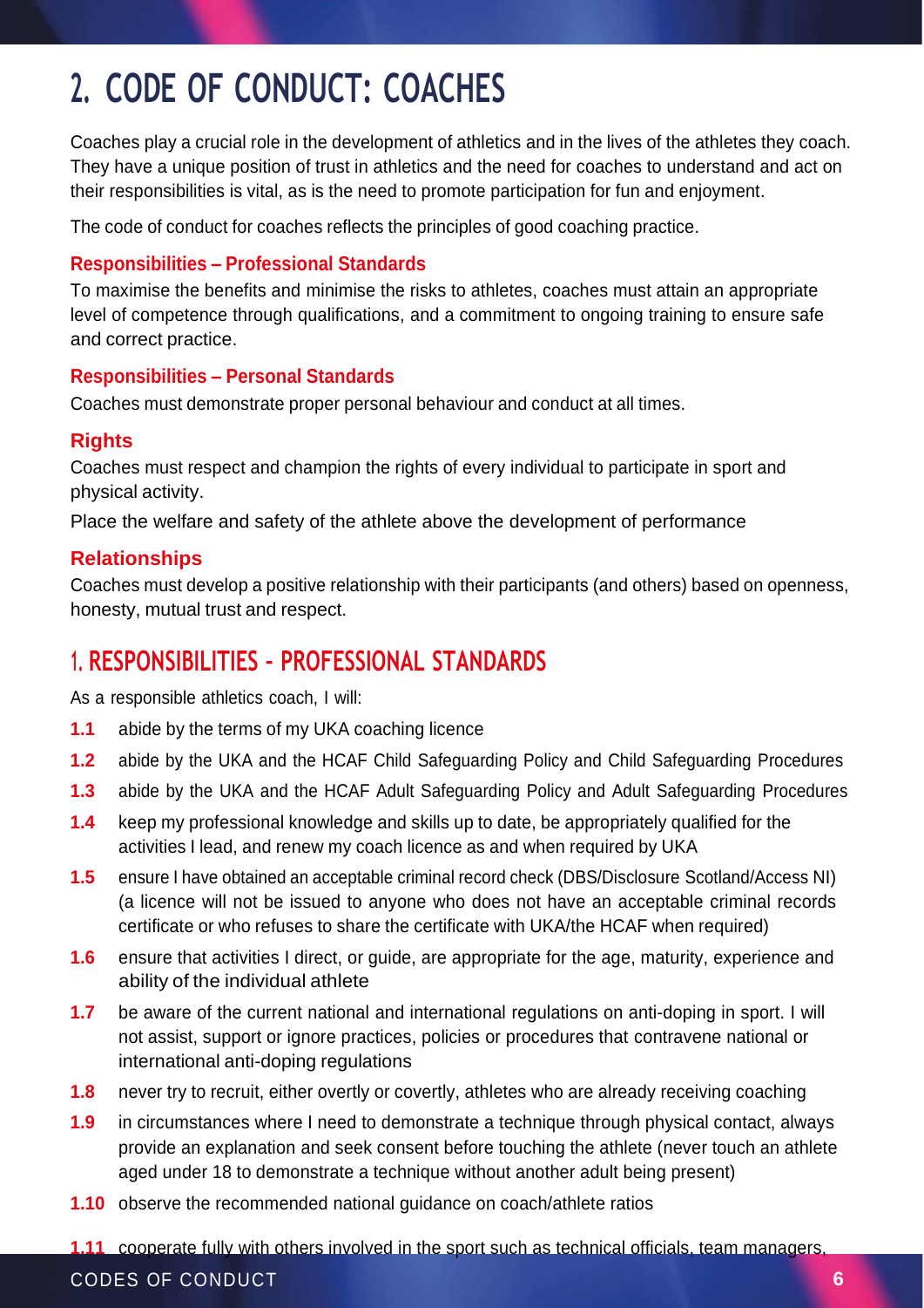# 2. CODE OF CONDUCT: COACHES

Coaches play a crucial role in the development of athletics and in the lives of the athletes they coach. They have a unique position of trust in athletics and the need for coaches to understand and act on their responsibilities is vital, as is the need to promote participation for fun and enjoyment.

The code of conduct for coaches reflects the principles of good coaching practice.

**Responsibilities – Professional Standards**

To maximise the benefits and minimise the risks to athletes, coaches must attain an appropriate level of competence through qualifications, and a commitment to ongoing training to ensure safe and correct practice.

**Responsibilities – Personal Standards**

Coaches must demonstrate proper personal behaviour and conduct at all times.

**Rights**

Coaches must respect and champion the rights of every individual to participate in sport and physical activity.

Place the welfare and safety of the athlete above the development of performance

**Relationships**

Coaches must develop a positive relationship with their participants (and others) based on openness, honesty, mutual trust and respect.

## 1. RESPONSIBILITIES - PROFESSIONAL STANDARDS

As a responsible athletics coach, I will:

**1.1** abide by the terms of my UKA coaching licence

**1.2** abide by the UKA and the HCAF Child Safeguarding Policy and Child Safeguarding Procedures

**1.3** abide by the UKA and the HCAF Adult Safeguarding Policy and Adult Safeguarding Procedures

**1.4** keep my professional knowledge and skills up to date, be appropriately qualified for the activities I lead, and renew my coach licence as and when required by UKA

**1.5** ensure I have obtained an acceptable criminal record check (DBS/Disclosure Scotland/Access NI) (a licence will not be issued to anyone who does not have an acceptable criminal records certificate or who refuses to share the certificate with UKA/the HCAF when required)

**1.6** ensure that activities I direct, or guide, are appropriate for the age, maturity, experience and ability of the individual athlete

**1.7** be aware of the current national and international regulations on anti-doping in sport. I will not assist, support or ignore practices, policies or procedures that contravene national or international anti-doping regulations

**1.8** never try to recruit, either overtly or covertly, athletes who are already receiving coaching

**1.9** in circumstances where I need to demonstrate a technique through physical contact, always provide an explanation and seek consent before touching the athlete (never touch an athlete aged under 18 to demonstrate a technique without another adult being present)

**1.10** observe the recommended national guidance on coach/athlete ratios

**1.11** cooperate fully with others involved in the sport such as technical officials, team managers,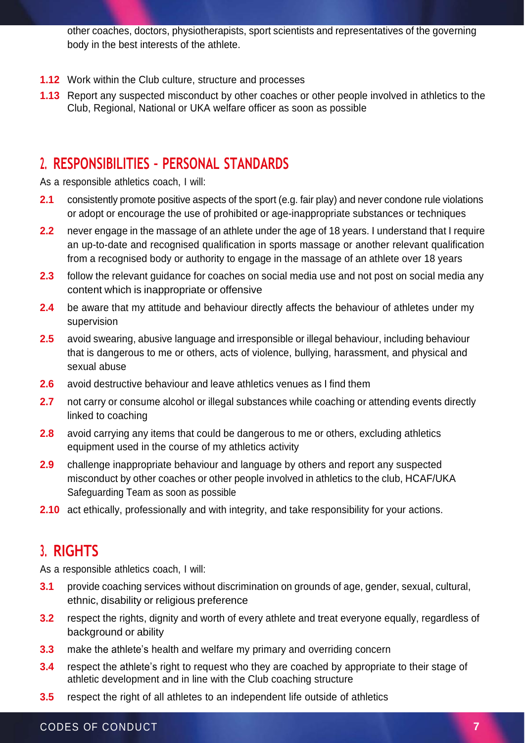other coaches, doctors, physiotherapists, sport scientists and representatives of the governing body in the best interests of the athlete.

**1.12** Work within the Club culture, structure and processes

**1.13** Report any suspected misconduct by other coaches or other people involved in athletics to the Club, Regional, National or UKA welfare officer as soon as possible

## 2. RESPONSIBILITIES - PERSONAL STANDARDS

As a responsible athletics coach, I will:

**2.1** consistently promote positive aspects of the sport (e.g. fair play) and never condone rule violations or adopt or encourage the use of prohibited or age-inappropriate substances or techniques

**2.2** never engage in the massage of an athlete under the age of 18 years. I understand that I require an up-to-date and recognised qualification in sports massage or another relevant qualification from a recognised body or authority to engage in the massage of an athlete over 18 years

**2.3** follow the relevant guidance for coaches on social media use and not post on social media any content which is inappropriate or offensive

**2.4** be aware that my attitude and behaviour directly affects the behaviour of athletes under my supervision

**2.5** avoid swearing, abusive language and irresponsible or illegal behaviour, including behaviour that is dangerous to me or others, acts of violence, bullying, harassment, and physical and sexual abuse

**2.6** avoid destructive behaviour and leave athletics venues as I find them

**2.7** not carry or consume alcohol or illegal substances while coaching or attending events directly linked to coaching

**2.8** avoid carrying any items that could be dangerous to me or others, excluding athletics equipment used in the course of my athletics activity

**2.9** challenge inappropriate behaviour and language by others and report any suspected misconduct by other coaches or other people involved in athletics to the club, HCAF/UKA Safeguarding Team as soon as possible

**2.10** act ethically, professionally and with integrity, and take responsibility for your actions.

## 3. RIGHTS

As a responsible athletics coach, I will:

**3.1** provide coaching services without discrimination on grounds of age, gender, sexual, cultural, ethnic, disability or religious preference

**3.2** respect the rights, dignity and worth of every athlete and treat everyone equally, regardless of background or ability

**3.3** make the athlete's health and welfare my primary and overriding concern

**3.4** respect the athlete's right to request who they are coached by appropriate to their stage of athletic development and in line with the Club coaching structure

**3.5** respect the right of all athletes to an independent life outside of athletics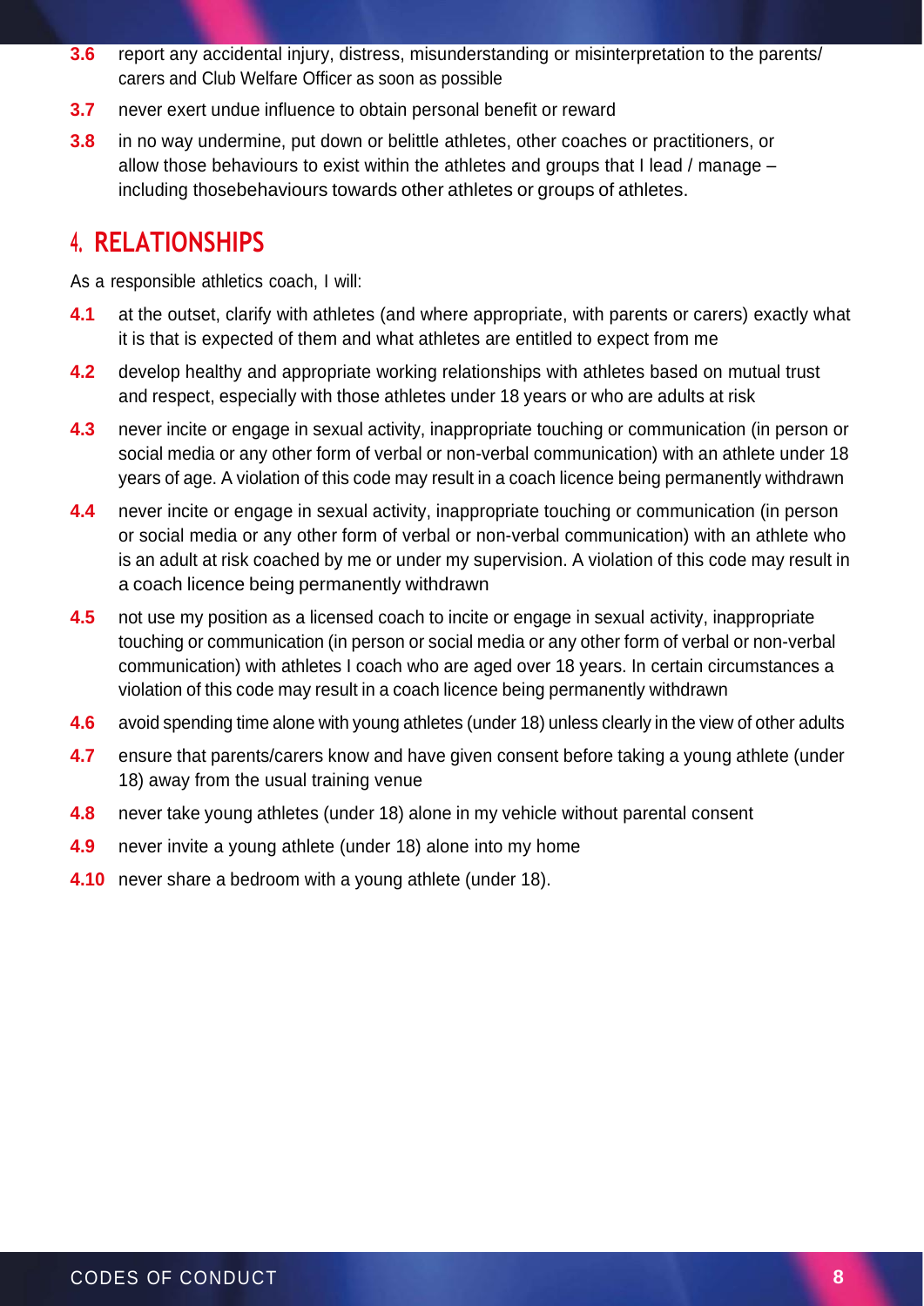**3.6** report any accidental injury, distress, misunderstanding or misinterpretation to the parents/ carers and Club Welfare Officer as soon as possible

**3.7** never exert undue influence to obtain personal benefit or reward

**3.8** in no way undermine, put down or belittle athletes, other coaches or practitioners, or allow those behaviours to exist within the athletes and groups that I lead / manage – including thosebehaviours towards other athletes or groups of athletes.

## 4. RELATIONSHIPS

As a responsible athletics coach, I will:

**4.1** at the outset, clarify with athletes (and where appropriate, with parents or carers) exactly what it is that is expected of them and what athletes are entitled to expect from me

**4.2** develop healthy and appropriate working relationships with athletes based on mutual trust and respect, especially with those athletes under 18 years or who are adults at risk

**4.3** never incite or engage in sexual activity, inappropriate touching or communication (in person or social media or any other form of verbal or non-verbal communication) with an athlete under 18 years of age. A violation of this code may result in a coach licence being permanently withdrawn

**4.4** never incite or engage in sexual activity, inappropriate touching or communication (in person or social media or any other form of verbal or non-verbal communication) with an athlete who is an adult at risk coached by me or under my supervision. A violation of this code may result in a coach licence being permanently withdrawn

**4.5** not use my position as a licensed coach to incite or engage in sexual activity, inappropriate touching or communication (in person or social media or any other form of verbal or non-verbal communication) with athletes I coach who are aged over 18 years. In certain circumstances a violation of this code may result in a coach licence being permanently withdrawn

**4.6** avoid spending time alone with young athletes (under 18) unless clearly in the view of other adults

**4.7** ensure that parents/carers know and have given consent before taking a young athlete (under 18) away from the usual training venue

**4.8** never take young athletes (under 18) alone in my vehicle without parental consent

**4.9** never invite a young athlete (under 18) alone into my home

**4.10** never share a bedroom with a young athlete (under 18).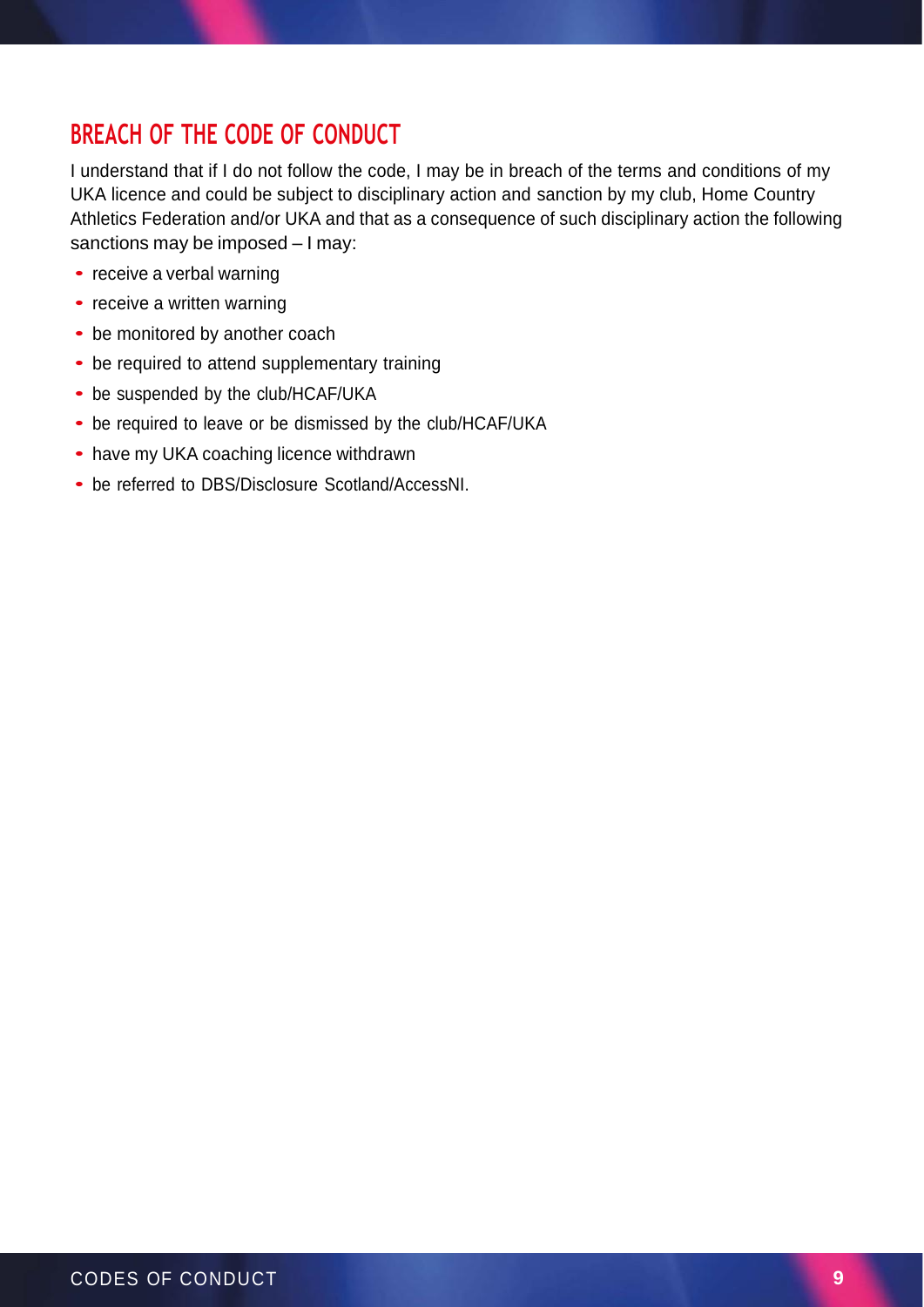## BREACH OF THE CODE OF CONDUCT

I understand that if I do not follow the code, I may be in breach of the terms and conditions of my UKA licence and could be subject to disciplinary action and sanction by my club, Home Country Athletics Federation and/or UKA and that as a consequence of such disciplinary action the following sanctions may be imposed – I may:

- receive a verbal warning
- receive a written warning
- be monitored by another coach
- be required to attend supplementary training
- be suspended by the club/HCAF/UKA
- be required to leave or be dismissed by the club/HCAF/UKA
- have my UKA coaching licence withdrawn
- be referred to DBS/Disclosure Scotland/AccessNI.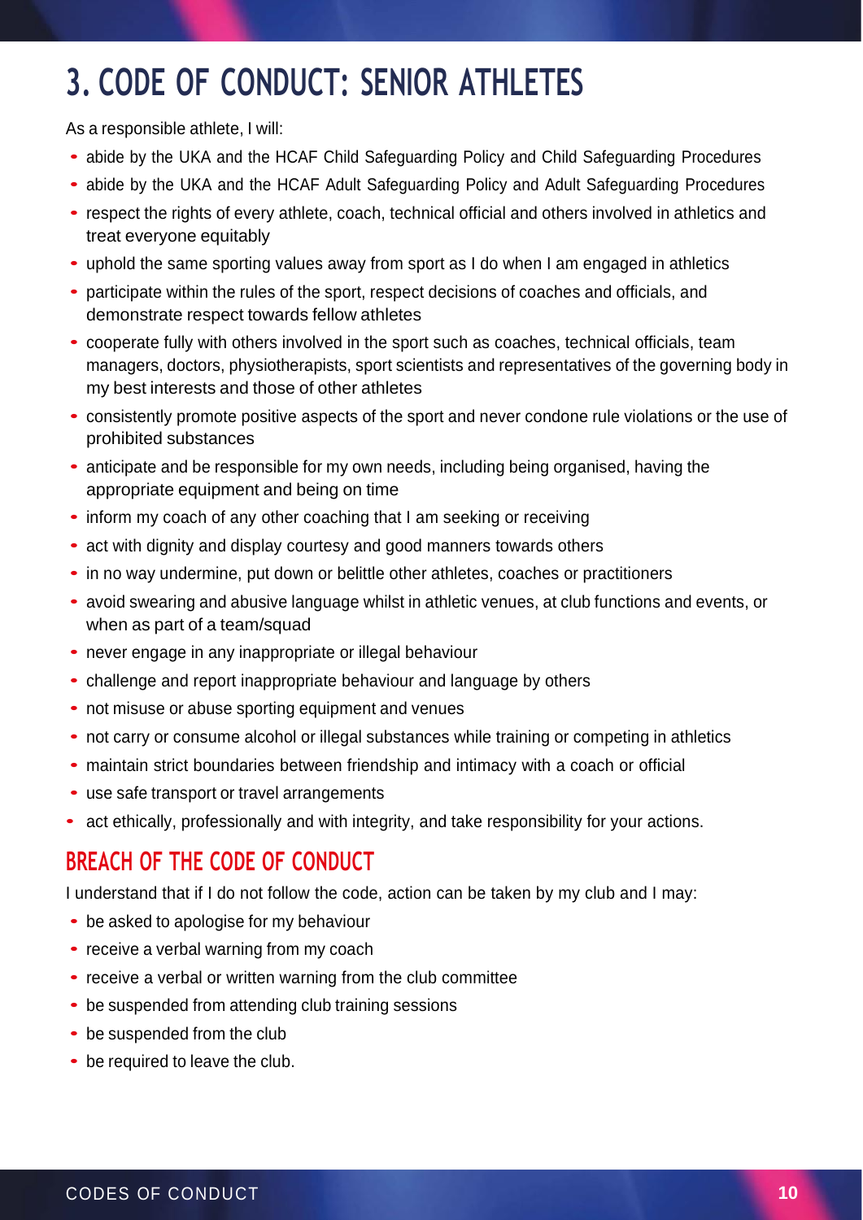# 3. CODE OF CONDUCT: SENIOR ATHLETES

As a responsible athlete, I will:

- abide by the UKA and the HCAF Child Safeguarding Policy and Child Safeguarding Procedures
- abide by the UKA and the HCAF Adult Safeguarding Policy and Adult Safeguarding Procedures
- respect the rights of every athlete, coach, technical official and others involved in athletics and treat everyone equitably
- uphold the same sporting values away from sport as I do when I am engaged in athletics
- participate within the rules of the sport, respect decisions of coaches and officials, and demonstrate respect towards fellow athletes
- cooperate fully with others involved in the sport such as coaches, technical officials, team managers, doctors, physiotherapists, sport scientists and representatives of the governing body in my best interests and those of other athletes
- consistently promote positive aspects of the sport and never condone rule violations or the use of prohibited substances
- anticipate and be responsible for my own needs, including being organised, having the appropriate equipment and being on time
- inform my coach of any other coaching that I am seeking or receiving
- act with dignity and display courtesy and good manners towards others
- in no way undermine, put down or belittle other athletes, coaches or practitioners
- avoid swearing and abusive language whilst in athletic venues, at club functions and events, or when as part of a team/squad
- never engage in any inappropriate or illegal behaviour
- challenge and report inappropriate behaviour and language by others
- not misuse or abuse sporting equipment and venues
- not carry or consume alcohol or illegal substances while training or competing in athletics
- maintain strict boundaries between friendship and intimacy with a coach or official
- use safe transport or travel arrangements
- act ethically, professionally and with integrity, and take responsibility for your actions.

## BREACH OF THE CODE OF CONDUCT

I understand that if I do not follow the code, action can be taken by my club and I may:

- be asked to apologise for my behaviour
- receive a verbal warning from my coach
- receive a verbal or written warning from the club committee
- be suspended from attending club training sessions
- be suspended from the club
- be required to leave the club.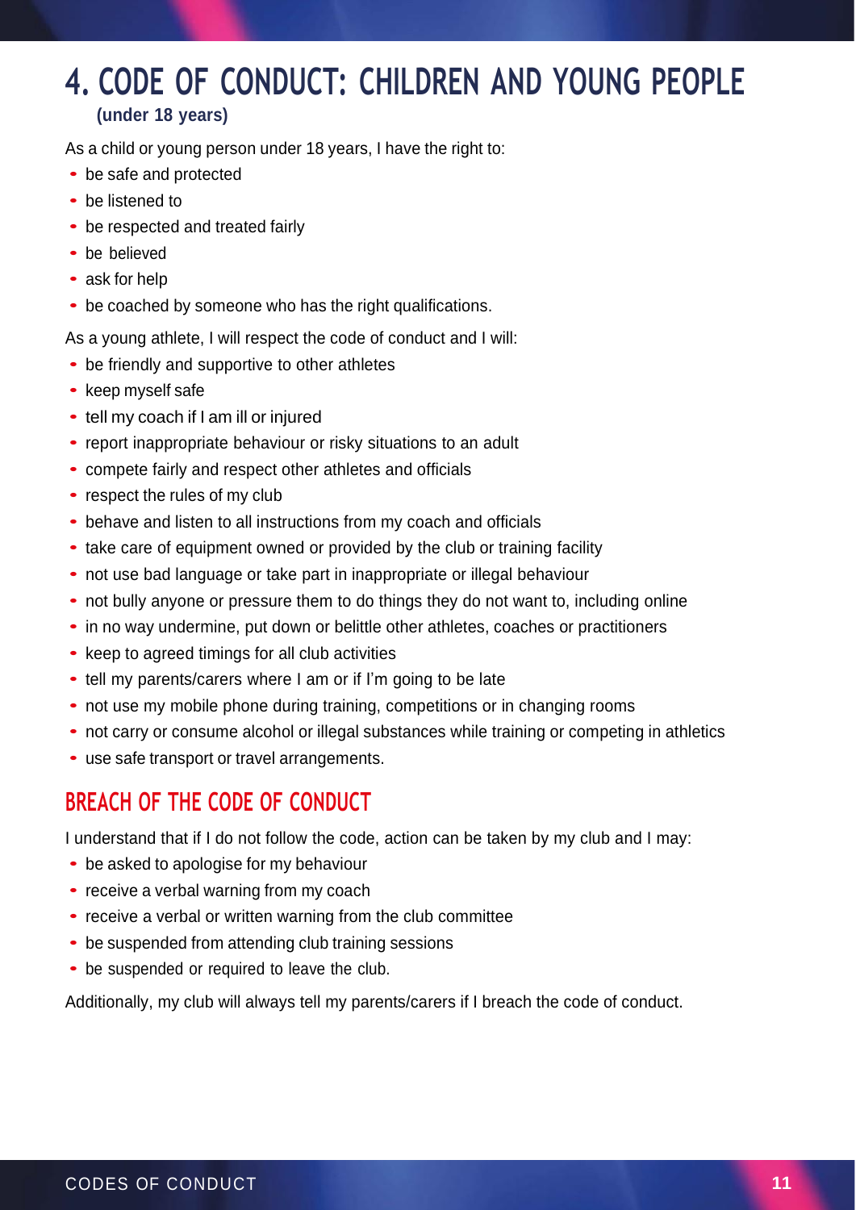# 4. CODE OF CONDUCT: CHILDREN AND YOUNG PEOPLE

**(under 18 years)**

As a child or young person under 18 years, I have the right to:

- be safe and protected
- be listened to
- be respected and treated fairly
- be believed
- ask for help
- be coached by someone who has the right qualifications.

As a young athlete, I will respect the code of conduct and I will:

- be friendly and supportive to other athletes
- keep myself safe
- tell my coach if I am ill or injured
- report inappropriate behaviour or risky situations to an adult
- compete fairly and respect other athletes and officials
- respect the rules of my club
- behave and listen to all instructions from my coach and officials
- take care of equipment owned or provided by the club or training facility
- not use bad language or take part in inappropriate or illegal behaviour
- not bully anyone or pressure them to do things they do not want to, including online
- in no way undermine, put down or belittle other athletes, coaches or practitioners
- keep to agreed timings for all club activities
- tell my parents/carers where I am or if I'm going to be late
- not use my mobile phone during training, competitions or in changing rooms
- not carry or consume alcohol or illegal substances while training or competing in athletics
- use safe transport or travel arrangements.

## BREACH OF THE CODE OF CONDUCT

I understand that if I do not follow the code, action can be taken by my club and I may:

- be asked to apologise for my behaviour
- receive a verbal warning from my coach
- receive a verbal or written warning from the club committee
- be suspended from attending club training sessions
- be suspended or required to leave the club.

Additionally, my club will always tell my parents/carers if I breach the code of conduct.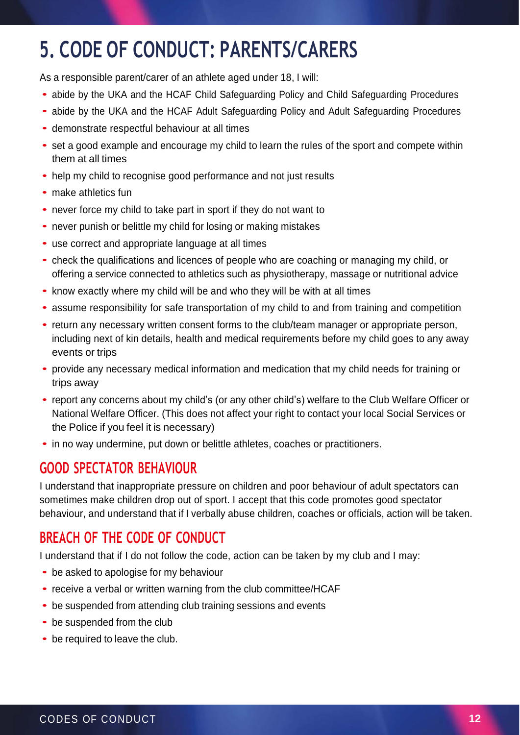# 5. CODE OF CONDUCT: PARENTS/CARERS

As a responsible parent/carer of an athlete aged under 18, I will:

- abide by the UKA and the HCAF Child Safeguarding Policy and Child Safeguarding Procedures
- abide by the UKA and the HCAF Adult Safeguarding Policy and Adult Safeguarding Procedures
- demonstrate respectful behaviour at all times
- set a good example and encourage my child to learn the rules of the sport and compete within them at all times
- help my child to recognise good performance and not just results
- make athletics fun
- never force my child to take part in sport if they do not want to
- never punish or belittle my child for losing or making mistakes
- use correct and appropriate language at all times
- check the qualifications and licences of people who are coaching or managing my child, or offering a service connected to athletics such as physiotherapy, massage or nutritional advice
- know exactly where my child will be and who they will be with at all times
- assume responsibility for safe transportation of my child to and from training and competition
- return any necessary written consent forms to the club/team manager or appropriate person, including next of kin details, health and medical requirements before my child goes to any away events or trips
- provide any necessary medical information and medication that my child needs for training or trips away
- report any concerns about my child's (or any other child's) welfare to the Club Welfare Officer or National Welfare Officer. (This does not affect your right to contact your local Social Services or the Police if you feel it is necessary)
- in no way undermine, put down or belittle athletes, coaches or practitioners.

## GOOD SPECTATOR BEHAVIOUR

I understand that inappropriate pressure on children and poor behaviour of adult spectators can sometimes make children drop out of sport. I accept that this code promotes good spectator behaviour, and understand that if I verbally abuse children, coaches or officials, action will be taken.

## BREACH OF THE CODE OF CONDUCT

I understand that if I do not follow the code, action can be taken by my club and I may:

- be asked to apologise for my behaviour
- receive a verbal or written warning from the club committee/HCAF
- be suspended from attending club training sessions and events
- be suspended from the club
- be required to leave the club.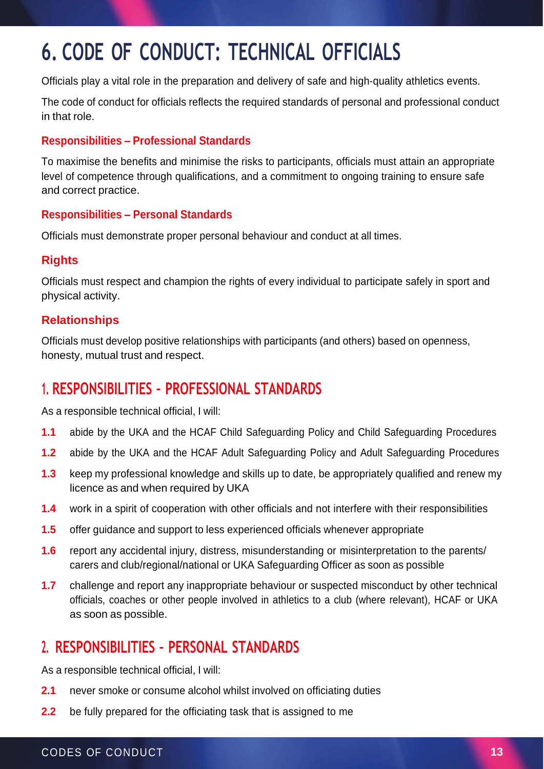# 6. CODE OF CONDUCT: TECHNICAL OFFICIALS

Officials play a vital role in the preparation and delivery of safe and high-quality athletics events.

The code of conduct for officials reflects the required standards of personal and professional conduct in that role.

### Responsibilities – Professional Standards

To maximise the benefits and minimise the risks to participants, officials must attain an appropriate level of competence through qualifications, and a commitment to ongoing training to ensure safe and correct practice.

### Responsibilities – Personal Standards

Officials must demonstrate proper personal behaviour and conduct at all times.

### Rights

Officials must respect and champion the rights of every individual to participate safely in sport and physical activity.

### Relationships

Officials must develop positive relationships with participants (and others) based on openness, honesty, mutual trust and respect.

## 1. RESPONSIBILITIES - PROFESSIONAL STANDARDS

As a responsible technical official, I will:

- **1.1** abide by the UKA and the HCAF Child Safeguarding Policy and Child Safeguarding Procedures
- **1.2** abide by the UKA and the HCAF Adult Safeguarding Policy and Adult Safeguarding Procedures
- **1.3** keep my professional knowledge and skills up to date, be appropriately qualified and renew my licence as and when required by UKA
- **1.4** work in a spirit of cooperation with other officials and not interfere with their responsibilities
- **1.5** offer guidance and support to less experienced officials whenever appropriate
- **1.6** report any accidental injury, distress, misunderstanding or misinterpretation to the parents/ carers and club/regional/national or UKA Safeguarding Officer as soon as possible
- **1.7** challenge and report any inappropriate behaviour or suspected misconduct by other technical officials, coaches or other people involved in athletics to a club (where relevant), HCAF or UKA as soon as possible.

## 2. RESPONSIBILITIES - PERSONAL STANDARDS

As a responsible technical official, I will:

- **2.1** never smoke or consume alcohol whilst involved on officiating duties
- **2.2** be fully prepared for the officiating task that is assigned to me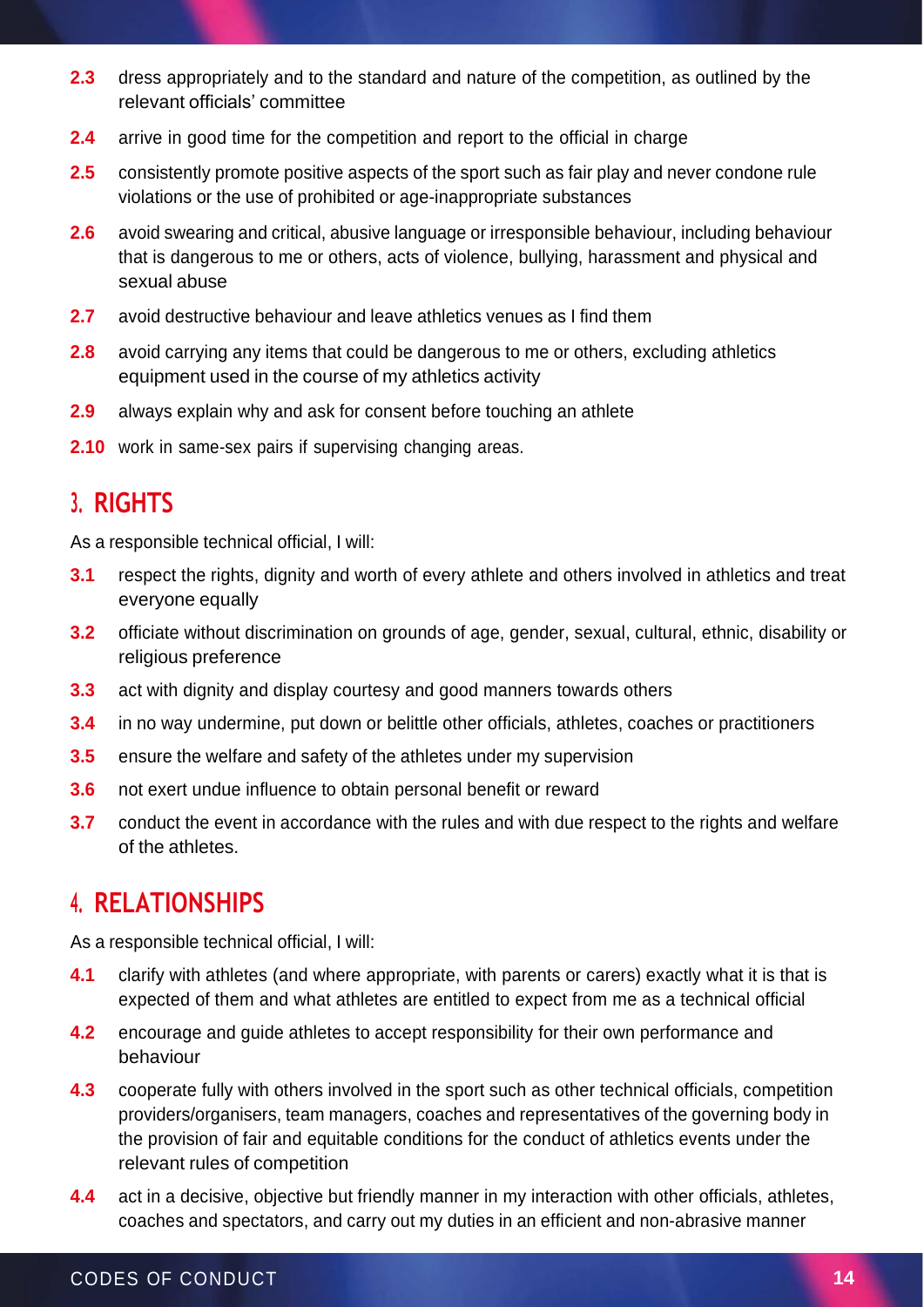**2.3** dress appropriately and to the standard and nature of the competition, as outlined by the relevant officials' committee

**2.4** arrive in good time for the competition and report to the official in charge

**2.5** consistently promote positive aspects of the sport such as fair play and never condone rule violations or the use of prohibited or age-inappropriate substances

**2.6** avoid swearing and critical, abusive language or irresponsible behaviour, including behaviour that is dangerous to me or others, acts of violence, bullying, harassment and physical and sexual abuse

**2.7** avoid destructive behaviour and leave athletics venues as I find them

**2.8** avoid carrying any items that could be dangerous to me or others, excluding athletics equipment used in the course of my athletics activity

**2.9** always explain why and ask for consent before touching an athlete

**2.10** work in same-sex pairs if supervising changing areas.

## 3. RIGHTS

As a responsible technical official, I will:

**3.1** respect the rights, dignity and worth of every athlete and others involved in athletics and treat everyone equally

**3.2** officiate without discrimination on grounds of age, gender, sexual, cultural, ethnic, disability or religious preference

**3.3** act with dignity and display courtesy and good manners towards others

**3.4** in no way undermine, put down or belittle other officials, athletes, coaches or practitioners

**3.5** ensure the welfare and safety of the athletes under my supervision

**3.6** not exert undue influence to obtain personal benefit or reward

**3.7** conduct the event in accordance with the rules and with due respect to the rights and welfare of the athletes.

## 4. RELATIONSHIPS

As a responsible technical official, I will:

**4.1** clarify with athletes (and where appropriate, with parents or carers) exactly what it is that is expected of them and what athletes are entitled to expect from me as a technical official

**4.2** encourage and guide athletes to accept responsibility for their own performance and behaviour

**4.3** cooperate fully with others involved in the sport such as other technical officials, competition providers/organisers, team managers, coaches and representatives of the governing body in the provision of fair and equitable conditions for the conduct of athletics events under the relevant rules of competition

**4.4** act in a decisive, objective but friendly manner in my interaction with other officials, athletes, coaches and spectators, and carry out my duties in an efficient and non-abrasive manner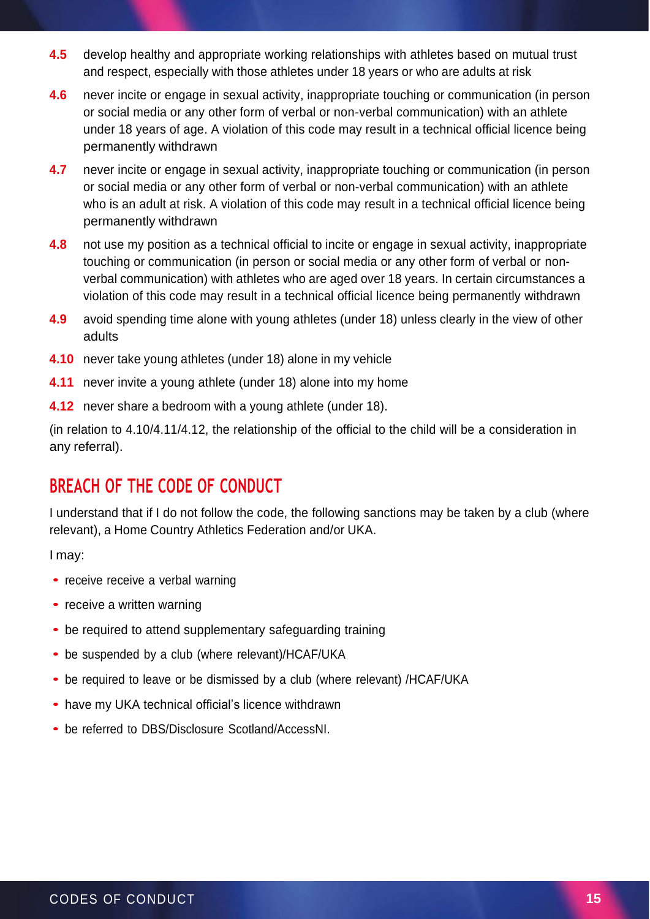**4.5** develop healthy and appropriate working relationships with athletes based on mutual trust and respect, especially with those athletes under 18 years or who are adults at risk

**4.6** never incite or engage in sexual activity, inappropriate touching or communication (in person or social media or any other form of verbal or non-verbal communication) with an athlete under 18 years of age. A violation of this code may result in a technical official licence being permanently withdrawn

**4.7** never incite or engage in sexual activity, inappropriate touching or communication (in person or social media or any other form of verbal or non-verbal communication) with an athlete who is an adult at risk. A violation of this code may result in a technical official licence being permanently withdrawn

**4.8** not use my position as a technical official to incite or engage in sexual activity, inappropriate touching or communication (in person or social media or any other form of verbal or non-verbal communication) with athletes who are aged over 18 years. In certain circumstances a violation of this code may result in a technical official licence being permanently withdrawn

**4.9** avoid spending time alone with young athletes (under 18) unless clearly in the view of other adults

**4.10** never take young athletes (under 18) alone in my vehicle

**4.11** never invite a young athlete (under 18) alone into my home

**4.12** never share a bedroom with a young athlete (under 18).

(in relation to 4.10/4.11/4.12, the relationship of the official to the child will be a consideration in any referral).

## BREACH OF THE CODE OF CONDUCT

I understand that if I do not follow the code, the following sanctions may be taken by a club (where relevant), a Home Country Athletics Federation and/or UKA.

I may:

- receive receive a verbal warning
- receive a written warning
- be required to attend supplementary safeguarding training
- be suspended by a club (where relevant)/HCAF/UKA
- be required to leave or be dismissed by a club (where relevant) /HCAF/UKA
- have my UKA technical official's licence withdrawn
- be referred to DBS/Disclosure Scotland/AccessNI.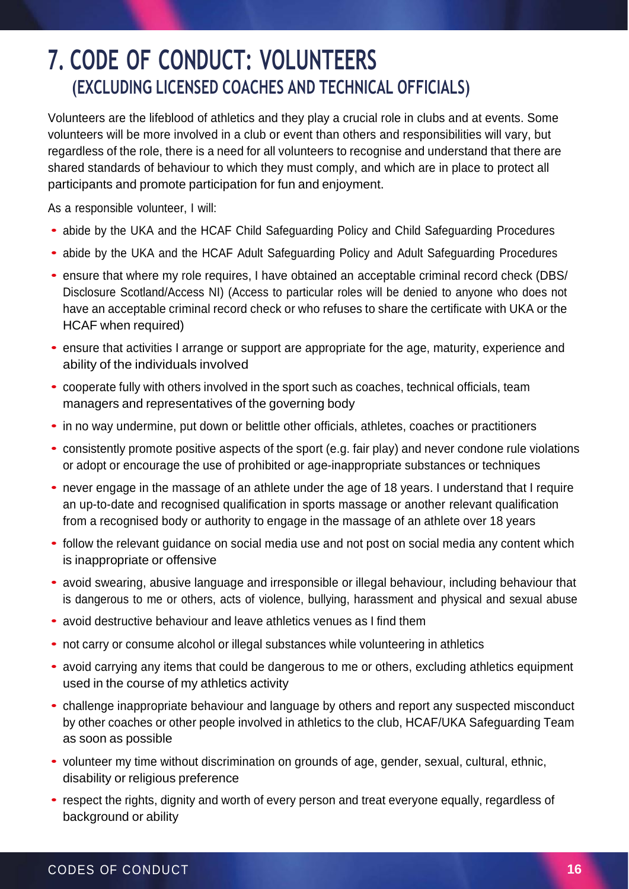# 7. CODE OF CONDUCT: VOLUNTEERS

## (EXCLUDING LICENSED COACHES AND TECHNICAL OFFICIALS)

Volunteers are the lifeblood of athletics and they play a crucial role in clubs and at events. Some volunteers will be more involved in a club or event than others and responsibilities will vary, but regardless of the role, there is a need for all volunteers to recognise and understand that there are shared standards of behaviour to which they must comply, and which are in place to protect all participants and promote participation for fun and enjoyment.

As a responsible volunteer, I will:

- abide by the UKA and the HCAF Child Safeguarding Policy and Child Safeguarding Procedures
- abide by the UKA and the HCAF Adult Safeguarding Policy and Adult Safeguarding Procedures
- ensure that where my role requires, I have obtained an acceptable criminal record check (DBS/ Disclosure Scotland/Access NI) (Access to particular roles will be denied to anyone who does not have an acceptable criminal record check or who refuses to share the certificate with UKA or the HCAF when required)
- ensure that activities I arrange or support are appropriate for the age, maturity, experience and ability of the individuals involved
- cooperate fully with others involved in the sport such as coaches, technical officials, team managers and representatives of the governing body
- in no way undermine, put down or belittle other officials, athletes, coaches or practitioners
- consistently promote positive aspects of the sport (e.g. fair play) and never condone rule violations or adopt or encourage the use of prohibited or age-inappropriate substances or techniques
- never engage in the massage of an athlete under the age of 18 years. I understand that I require an up-to-date and recognised qualification in sports massage or another relevant qualification from a recognised body or authority to engage in the massage of an athlete over 18 years
- follow the relevant guidance on social media use and not post on social media any content which is inappropriate or offensive
- avoid swearing, abusive language and irresponsible or illegal behaviour, including behaviour that is dangerous to me or others, acts of violence, bullying, harassment and physical and sexual abuse
- avoid destructive behaviour and leave athletics venues as I find them
- not carry or consume alcohol or illegal substances while volunteering in athletics
- avoid carrying any items that could be dangerous to me or others, excluding athletics equipment used in the course of my athletics activity
- challenge inappropriate behaviour and language by others and report any suspected misconduct by other coaches or other people involved in athletics to the club, HCAF/UKA Safeguarding Team as soon as possible
- volunteer my time without discrimination on grounds of age, gender, sexual, cultural, ethnic, disability or religious preference
- respect the rights, dignity and worth of every person and treat everyone equally, regardless of background or ability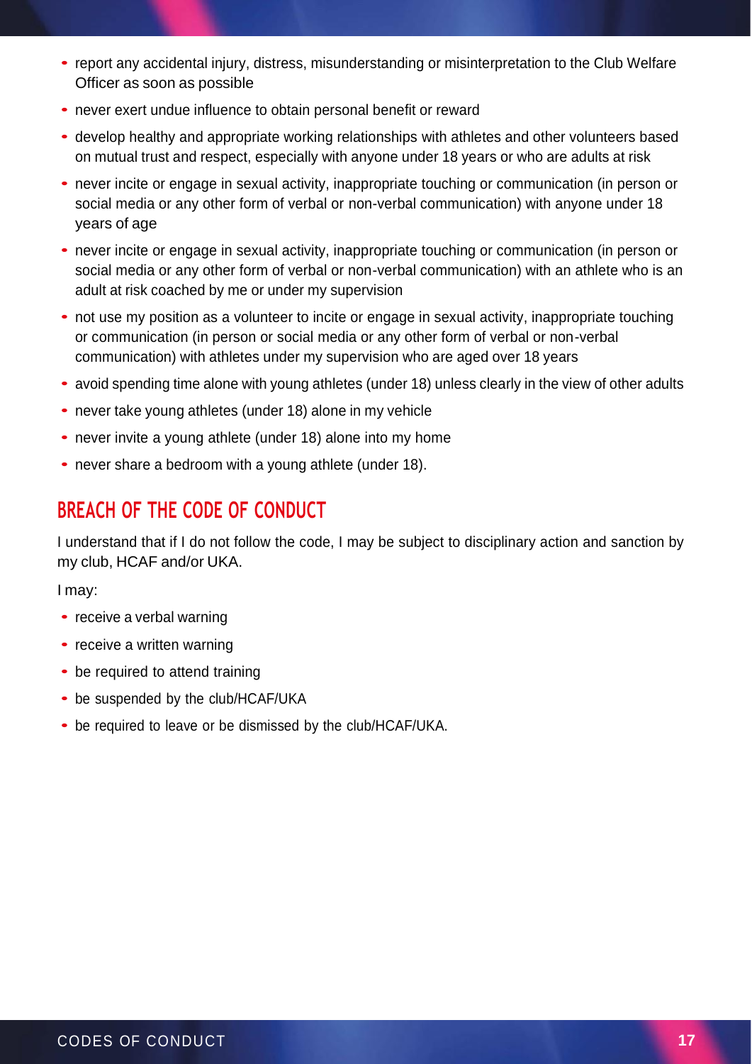- report any accidental injury, distress, misunderstanding or misinterpretation to the Club Welfare Officer as soon as possible
- never exert undue influence to obtain personal benefit or reward
- develop healthy and appropriate working relationships with athletes and other volunteers based on mutual trust and respect, especially with anyone under 18 years or who are adults at risk
- never incite or engage in sexual activity, inappropriate touching or communication (in person or social media or any other form of verbal or non-verbal communication) with anyone under 18 years of age
- never incite or engage in sexual activity, inappropriate touching or communication (in person or social media or any other form of verbal or non-verbal communication) with an athlete who is an adult at risk coached by me or under my supervision
- not use my position as a volunteer to incite or engage in sexual activity, inappropriate touching or communication (in person or social media or any other form of verbal or non-verbal communication) with athletes under my supervision who are aged over 18 years
- avoid spending time alone with young athletes (under 18) unless clearly in the view of other adults
- never take young athletes (under 18) alone in my vehicle
- never invite a young athlete (under 18) alone into my home
- never share a bedroom with a young athlete (under 18).

## BREACH OF THE CODE OF CONDUCT

I understand that if I do not follow the code, I may be subject to disciplinary action and sanction by my club, HCAF and/or UKA.

I may:

- receive a verbal warning
- receive a written warning
- be required to attend training
- be suspended by the club/HCAF/UKA
- be required to leave or be dismissed by the club/HCAF/UKA.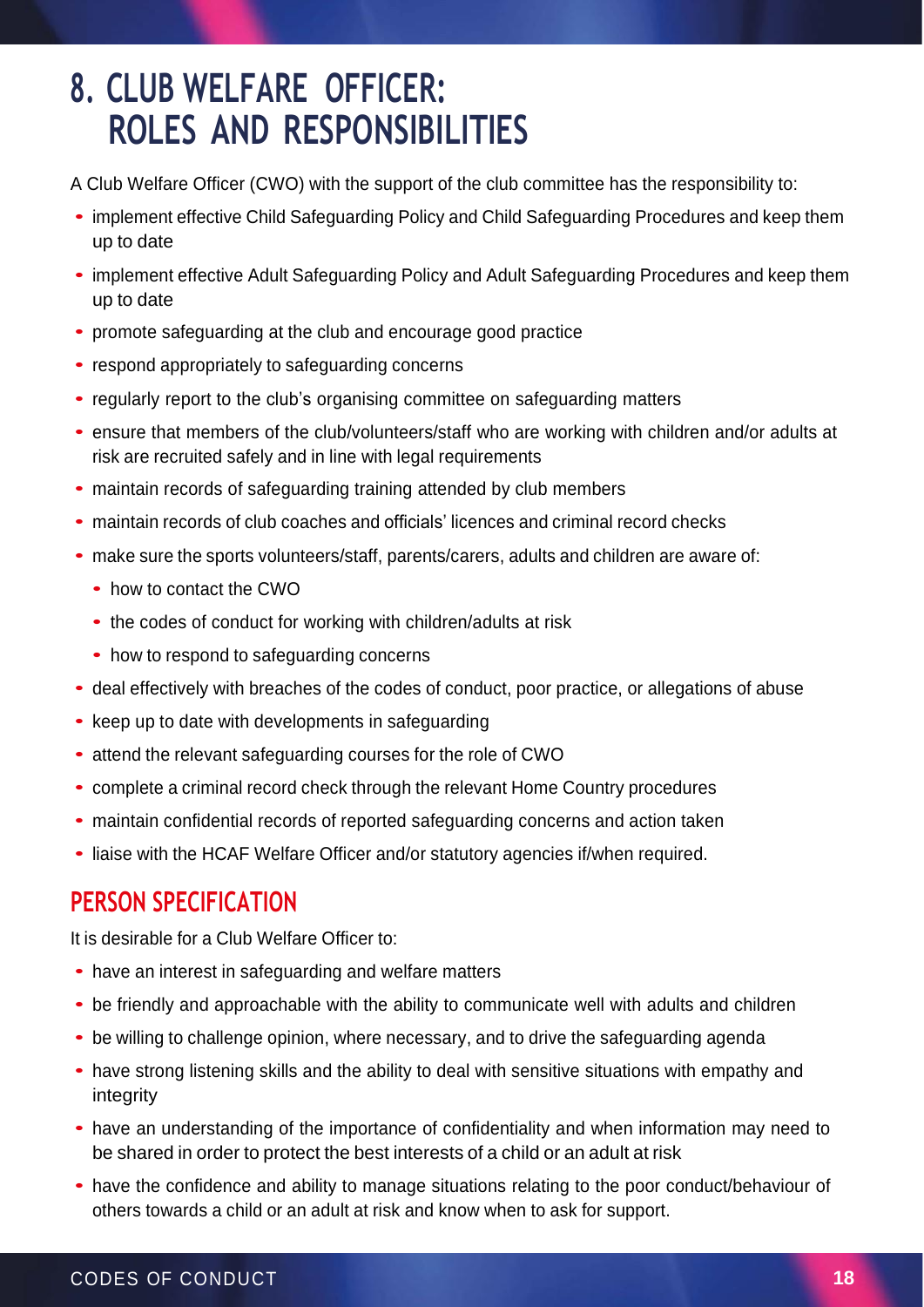# 8. CLUB WELFARE OFFICER: ROLES AND RESPONSIBILITIES

A Club Welfare Officer (CWO) with the support of the club committee has the responsibility to:

- implement effective Child Safeguarding Policy and Child Safeguarding Procedures and keep them up to date
- implement effective Adult Safeguarding Policy and Adult Safeguarding Procedures and keep them up to date
- promote safeguarding at the club and encourage good practice
- respond appropriately to safeguarding concerns
- regularly report to the club's organising committee on safeguarding matters
- ensure that members of the club/volunteers/staff who are working with children and/or adults at risk are recruited safely and in line with legal requirements
- maintain records of safeguarding training attended by club members
- maintain records of club coaches and officials' licences and criminal record checks
- make sure the sports volunteers/staff, parents/carers, adults and children are aware of:
  - how to contact the CWO
  - the codes of conduct for working with children/adults at risk
  - how to respond to safeguarding concerns
- deal effectively with breaches of the codes of conduct, poor practice, or allegations of abuse
- keep up to date with developments in safeguarding
- attend the relevant safeguarding courses for the role of CWO
- complete a criminal record check through the relevant Home Country procedures
- maintain confidential records of reported safeguarding concerns and action taken
- liaise with the HCAF Welfare Officer and/or statutory agencies if/when required.

## PERSON SPECIFICATION

It is desirable for a Club Welfare Officer to:

- have an interest in safeguarding and welfare matters
- be friendly and approachable with the ability to communicate well with adults and children
- be willing to challenge opinion, where necessary, and to drive the safeguarding agenda
- have strong listening skills and the ability to deal with sensitive situations with empathy and integrity
- have an understanding of the importance of confidentiality and when information may need to be shared in order to protect the best interests of a child or an adult at risk
- have the confidence and ability to manage situations relating to the poor conduct/behaviour of others towards a child or an adult at risk and know when to ask for support.